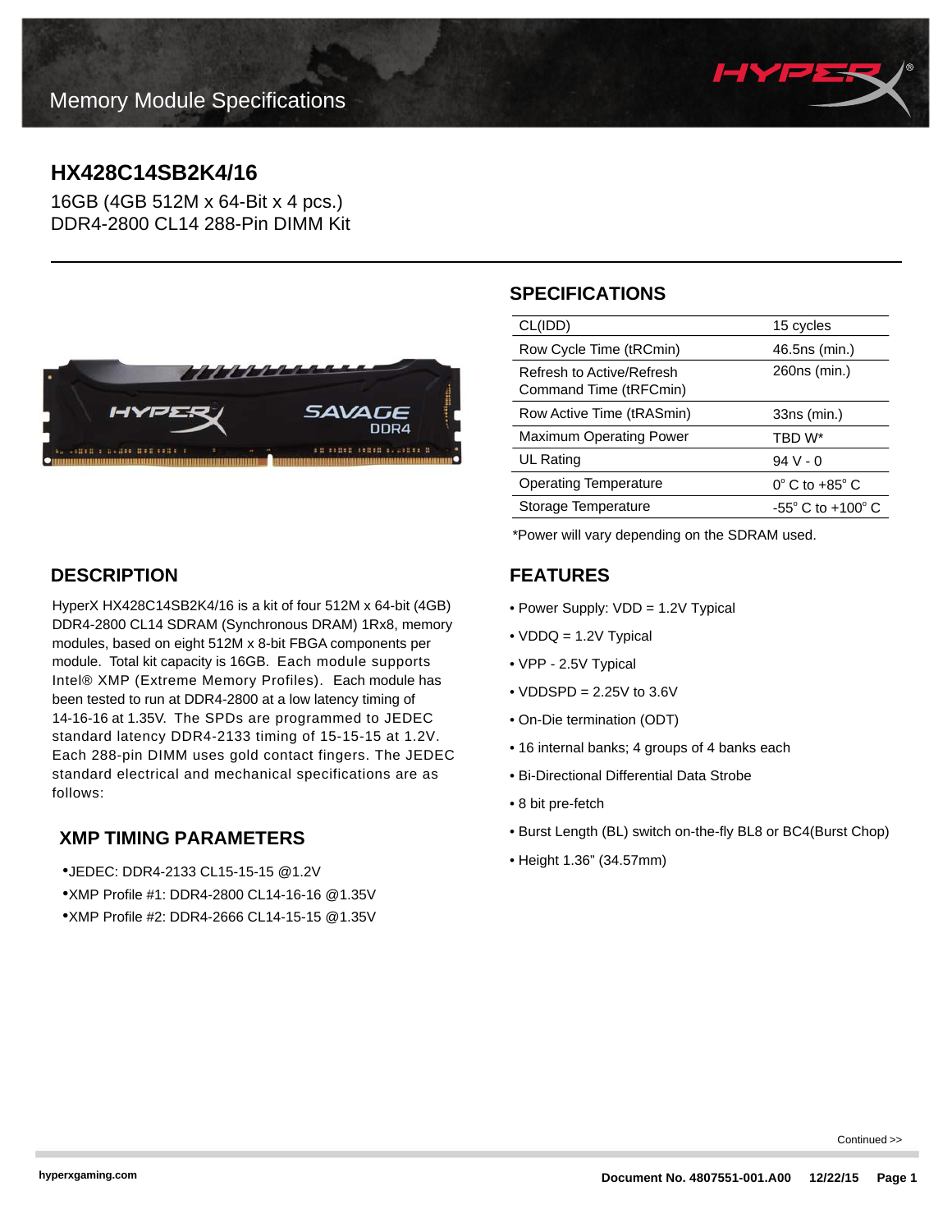Memory Module Specifications

# HX428C14SB2K4/16

16GB (4GB 512M x 64-Bit x 4 pcs.)
DDR4-2800 CL14 288-Pin DIMM Kit

## SPECIFICATIONS

| | |
|---|---|
| CL(IDD) | 15 cycles |
| Row Cycle Time (tRCmin) | 46.5ns (min.) |
| Refresh to Active/Refresh Command Time (tRFCmin) | 260ns (min.) |
| Row Active Time (tRASmin) | 33ns (min.) |
| Maximum Operating Power | TBD W* |
| UL Rating | 94 V - 0 |
| Operating Temperature | 0° C to +85° C |
| Storage Temperature | -55° C to +100° C |

*Power will vary depending on the SDRAM used.

## DESCRIPTION

HyperX HX428C14SB2K4/16 is a kit of four 512M x 64-bit (4GB) DDR4-2800 CL14 SDRAM (Synchronous DRAM) 1Rx8, memory modules, based on eight 512M x 8-bit FBGA components per module. Total kit capacity is 16GB. Each module supports Intel® XMP (Extreme Memory Profiles). Each module has been tested to run at DDR4-2800 at a low latency timing of 14-16-16 at 1.35V. The SPDs are programmed to JEDEC standard latency DDR4-2133 timing of 15-15-15 at 1.2V. Each 288-pin DIMM uses gold contact fingers. The JEDEC standard electrical and mechanical specifications are as follows:

## XMP TIMING PARAMETERS

- JEDEC: DDR4-2133 CL15-15-15 @1.2V
- XMP Profile #1: DDR4-2800 CL14-16-16 @1.35V
- XMP Profile #2: DDR4-2666 CL14-15-15 @1.35V

## FEATURES

- Power Supply: VDD = 1.2V Typical
- VDDQ = 1.2V Typical
- VPP - 2.5V Typical
- VDDSPD = 2.25V to 3.6V
- On-Die termination (ODT)
- 16 internal banks; 4 groups of 4 banks each
- Bi-Directional Differential Data Strobe
- 8 bit pre-fetch
- Burst Length (BL) switch on-the-fly BL8 or BC4(Burst Chop)
- Height 1.36" (34.57mm)

Continued >>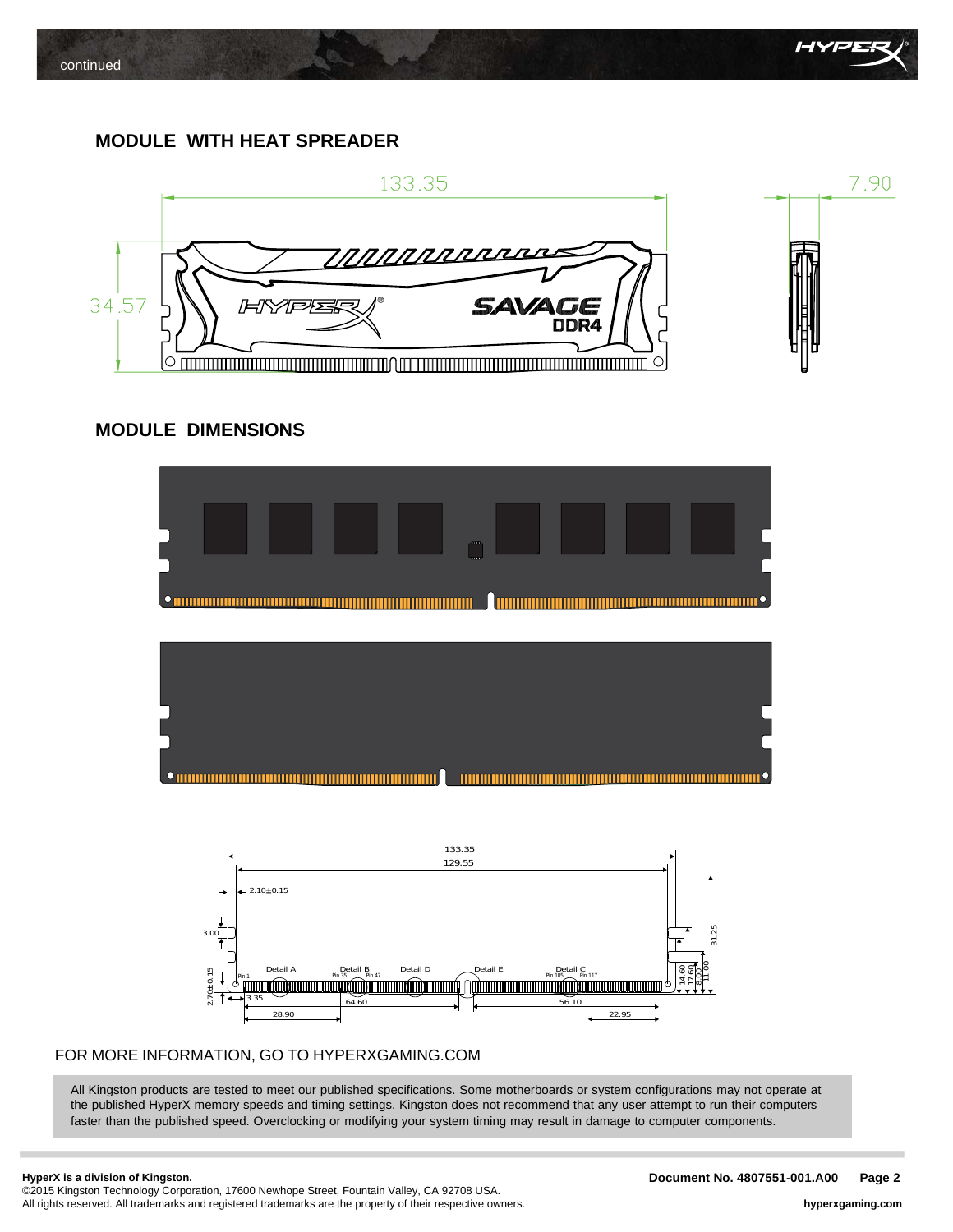continued

## MODULE WITH HEAT SPREADER

133.35

7.90

34.57

## MODULE DIMENSIONS

133.35
129.55
2.10±0.15
3.00
2.70±0.15
Pin 1
Detail A
Detail B
Pin 35
Pin 47
Detail D
Detail E
Detail C
Pin 105
Pin 117
3.35
64.60
56.10
28.90
22.95
31.25
14.60
17.60
8.00
11.00

FOR MORE INFORMATION, GO TO HYPERXGAMING.COM

All Kingston products are tested to meet our published specifications. Some motherboards or system configurations may not operate at the published HyperX memory speeds and timing settings. Kingston does not recommend that any user attempt to run their computers faster than the published speed. Overclocking or modifying your system timing may result in damage to computer components.

**HyperX is a division of Kingston.**
©2015 Kingston Technology Corporation, 17600 Newhope Street, Fountain Valley, CA 92708 USA.
All rights reserved. All trademarks and registered trademarks are the property of their respective owners.

**Document No. 4807551-001.A00**

**hyperxgaming.com**